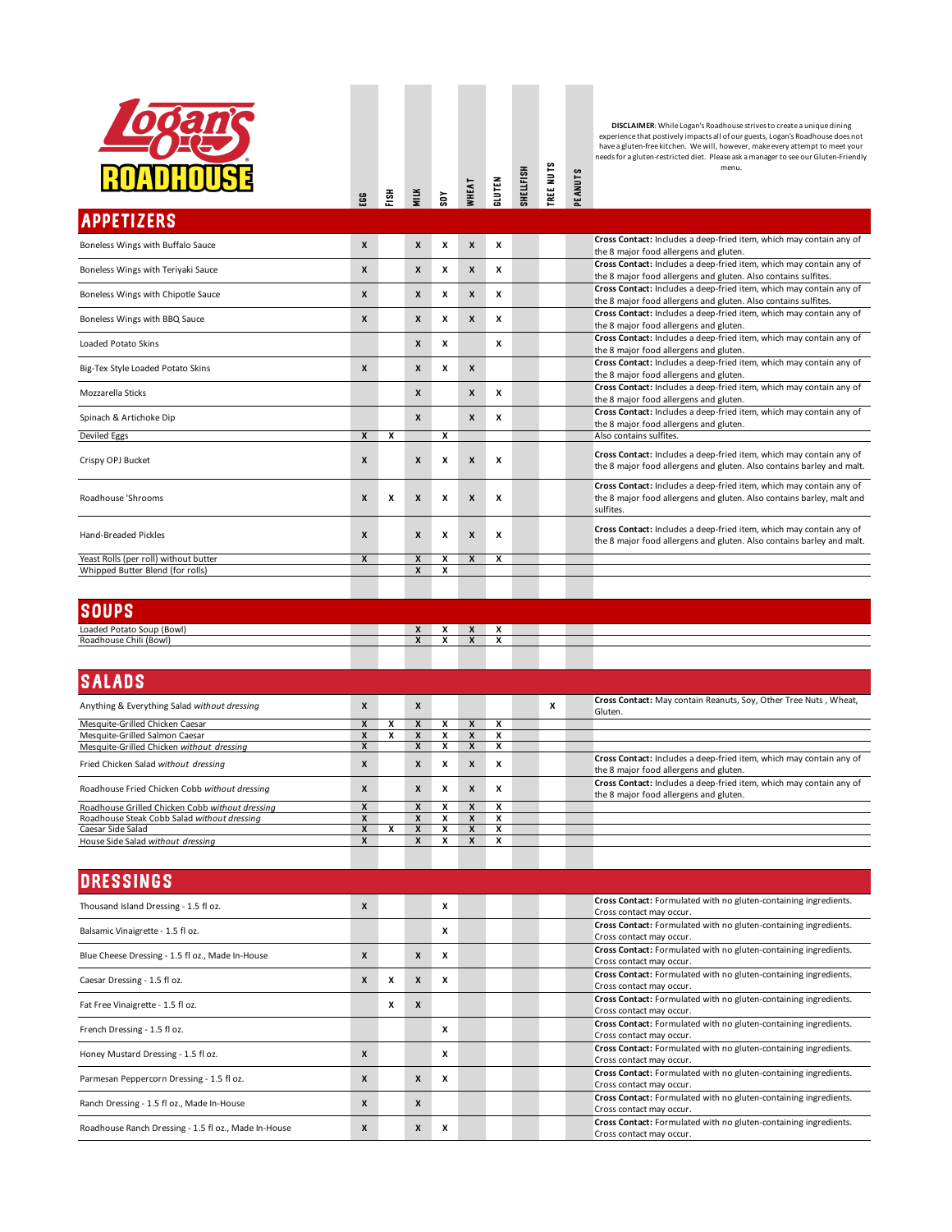# Logan's Roadhouse

**DISCLAIMER**: While Logan's Roadhouse strives to create a unique dining experience that postively impacts all of our guests, Logan's Roadhouse does not have a gluten-free kitchen. We will, however, make every attempt to meet your needs for a gluten-restricted diet. Please ask a manager to see our Gluten-Friendly menu.

## APPETIZERS

| Item | EGG | FISH | MILK | SOY | WHEAT | GLUTEN | SHELLFISH | TREE NUTS | PEANUTS | Notes |
|---|---|---|---|---|---|---|---|---|---|---|
| Boneless Wings with Buffalo Sauce | X | | X | X | X | X | | | | **Cross Contact:** Includes a deep-fried item, which may contain any of the 8 major food allergens and gluten. |
| Boneless Wings with Teriyaki Sauce | X | | X | X | X | X | | | | **Cross Contact:** Includes a deep-fried item, which may contain any of the 8 major food allergens and gluten. Also contains sulfites. |
| Boneless Wings with Chipotle Sauce | X | | X | X | X | X | | | | **Cross Contact:** Includes a deep-fried item, which may contain any of the 8 major food allergens and gluten. Also contains sulfites. |
| Boneless Wings with BBQ Sauce | X | | X | X | X | X | | | | **Cross Contact:** Includes a deep-fried item, which may contain any of the 8 major food allergens and gluten. |
| Loaded Potato Skins | | | X | X | | X | | | | **Cross Contact:** Includes a deep-fried item, which may contain any of the 8 major food allergens and gluten. |
| Big-Tex Style Loaded Potato Skins | X | | X | X | X | | | | | **Cross Contact:** Includes a deep-fried item, which may contain any of the 8 major food allergens and gluten. |
| Mozzarella Sticks | | | X | | X | X | | | | **Cross Contact:** Includes a deep-fried item, which may contain any of the 8 major food allergens and gluten. |
| Spinach & Artichoke Dip | | | X | | X | X | | | | **Cross Contact:** Includes a deep-fried item, which may contain any of the 8 major food allergens and gluten. |
| Deviled Eggs | X | X | | X | | | | | | Also contains sulfites. |
| Crispy OPJ Bucket | X | | X | X | X | X | | | | **Cross Contact:** Includes a deep-fried item, which may contain any of the 8 major food allergens and gluten. Also contains barley and malt. |
| Roadhouse 'Shrooms | X | X | X | X | X | X | | | | **Cross Contact:** Includes a deep-fried item, which may contain any of the 8 major food allergens and gluten. Also contains barley, malt and sulfites. |
| Hand-Breaded Pickles | X | | X | X | X | X | | | | **Cross Contact:** Includes a deep-fried item, which may contain any of the 8 major food allergens and gluten. Also contains barley and malt. |
| Yeast Rolls (per roll) without butter | X | | X | X | X | X | | | | |
| Whipped Butter Blend (for rolls) | | | X | X | | | | | | |

## SOUPS

| Item | EGG | FISH | MILK | SOY | WHEAT | GLUTEN | SHELLFISH | TREE NUTS | PEANUTS | Notes |
|---|---|---|---|---|---|---|---|---|---|---|
| Loaded Potato Soup (Bowl) | | | X | X | X | X | | | | |
| Roadhouse Chili (Bowl) | | | X | X | X | X | | | | |

## SALADS

| Item | EGG | FISH | MILK | SOY | WHEAT | GLUTEN | SHELLFISH | TREE NUTS | PEANUTS | Notes |
|---|---|---|---|---|---|---|---|---|---|---|
| Anything & Everything Salad *without dressing* | X | | X | | | | | X | | **Cross Contact:** May contain Reanuts, Soy, Other Tree Nuts , Wheat, Gluten. |
| Mesquite-Grilled Chicken Caesar | X | X | X | X | X | X | | | | |
| Mesquite-Grilled Salmon Caesar | X | X | X | X | X | X | | | | |
| Mesquite-Grilled Chicken *without dressing* | X | | X | X | X | X | | | | |
| Fried Chicken Salad *without dressing* | X | | X | X | X | X | | | | **Cross Contact:** Includes a deep-fried item, which may contain any of the 8 major food allergens and gluten. |
| Roadhouse Fried Chicken Cobb *without dressing* | X | | X | X | X | X | | | | **Cross Contact:** Includes a deep-fried item, which may contain any of the 8 major food allergens and gluten. |
| Roadhouse Grilled Chicken Cobb *without dressing* | X | | X | X | X | X | | | | |
| Roadhouse Steak Cobb Salad *without dressing* | X | | X | X | X | X | | | | |
| Caesar Side Salad | X | X | X | X | X | X | | | | |
| House Side Salad *without dressing* | X | | X | X | X | X | | | | |

## DRESSINGS

| Item | EGG | FISH | MILK | SOY | WHEAT | GLUTEN | SHELLFISH | TREE NUTS | PEANUTS | Notes |
|---|---|---|---|---|---|---|---|---|---|---|
| Thousand Island Dressing - 1.5 fl oz. | X | | | X | | | | | | **Cross Contact:** Formulated with no gluten-containing ingredients. Cross contact may occur. |
| Balsamic Vinaigrette - 1.5 fl oz. | | | | X | | | | | | **Cross Contact:** Formulated with no gluten-containing ingredients. Cross contact may occur. |
| Blue Cheese Dressing - 1.5 fl oz., Made In-House | X | | X | X | | | | | | **Cross Contact:** Formulated with no gluten-containing ingredients. Cross contact may occur. |
| Caesar Dressing - 1.5 fl oz. | X | X | X | X | | | | | | **Cross Contact:** Formulated with no gluten-containing ingredients. Cross contact may occur. |
| Fat Free Vinaigrette - 1.5 fl oz. | | X | X | | | | | | | **Cross Contact:** Formulated with no gluten-containing ingredients. Cross contact may occur. |
| French Dressing - 1.5 fl oz. | | | | X | | | | | | **Cross Contact:** Formulated with no gluten-containing ingredients. Cross contact may occur. |
| Honey Mustard Dressing - 1.5 fl oz. | X | | | X | | | | | | **Cross Contact:** Formulated with no gluten-containing ingredients. Cross contact may occur. |
| Parmesan Peppercorn Dressing - 1.5 fl oz. | X | | X | X | | | | | | **Cross Contact:** Formulated with no gluten-containing ingredients. Cross contact may occur. |
| Ranch Dressing - 1.5 fl oz., Made In-House | X | | X | | | | | | | **Cross Contact:** Formulated with no gluten-containing ingredients. Cross contact may occur. |
| Roadhouse Ranch Dressing - 1.5 fl oz., Made In-House | X | | X | X | | | | | | **Cross Contact:** Formulated with no gluten-containing ingredients. Cross contact may occur. |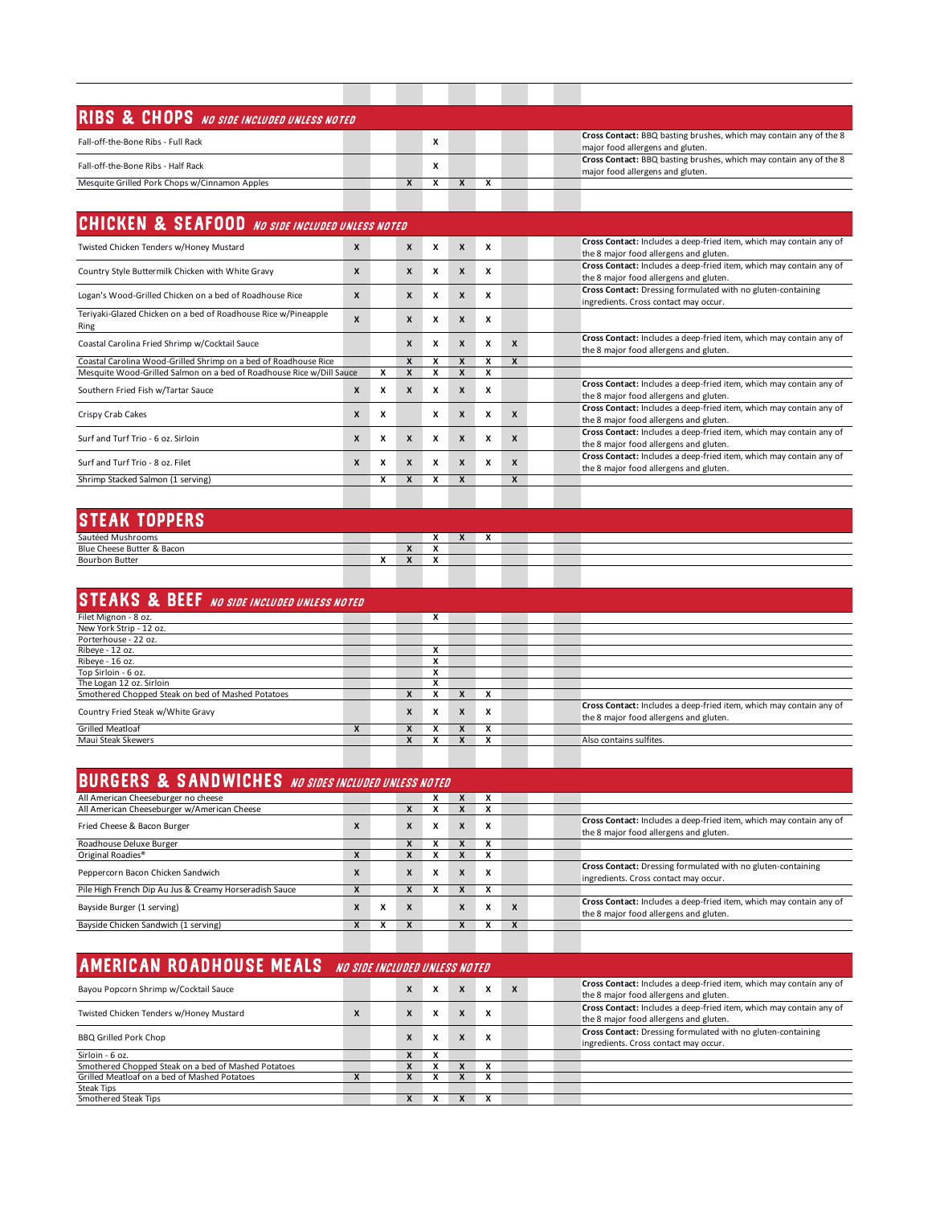## RIBS & CHOPS *NO SIDE INCLUDED UNLESS NOTED*

| Item | | | | | | | | | | Notes |
|---|---|---|---|---|---|---|---|---|---|---|
| Fall-off-the-Bone Ribs - Full Rack | | | | X | | | | | | **Cross Contact:** BBQ basting brushes, which may contain any of the 8 major food allergens and gluten. |
| Fall-off-the-Bone Ribs - Half Rack | | | | X | | | | | | **Cross Contact:** BBQ basting brushes, which may contain any of the 8 major food allergens and gluten. |
| Mesquite Grilled Pork Chops w/Cinnamon Apples | | | X | X | X | X | | | | |

## CHICKEN & SEAFOOD *NO SIDE INCLUDED UNLESS NOTED*

| Item | | | | | | | | | | Notes |
|---|---|---|---|---|---|---|---|---|---|---|
| Twisted Chicken Tenders w/Honey Mustard | X | | X | X | X | X | | | | **Cross Contact:** Includes a deep-fried item, which may contain any of the 8 major food allergens and gluten. |
| Country Style Buttermilk Chicken with White Gravy | X | | X | X | X | X | | | | **Cross Contact:** Includes a deep-fried item, which may contain any of the 8 major food allergens and gluten. |
| Logan's Wood-Grilled Chicken on a bed of Roadhouse Rice | X | | X | X | X | X | | | | **Cross Contact:** Dressing formulated with no gluten-containing ingredients. Cross contact may occur. |
| Teriyaki-Glazed Chicken on a bed of Roadhouse Rice w/Pineapple Ring | X | | X | X | X | X | | | | |
| Coastal Carolina Fried Shrimp w/Cocktail Sauce | | | X | X | X | X | X | | | **Cross Contact:** Includes a deep-fried item, which may contain any of the 8 major food allergens and gluten. |
| Coastal Carolina Wood-Grilled Shrimp on a bed of Roadhouse Rice | | | X | X | X | X | X | | | |
| Mesquite Wood-Grilled Salmon on a bed of Roadhouse Rice w/Dill Sauce | | X | X | X | X | X | | | | |
| Southern Fried Fish w/Tartar Sauce | X | X | X | X | X | X | | | | **Cross Contact:** Includes a deep-fried item, which may contain any of the 8 major food allergens and gluten. |
| Crispy Crab Cakes | X | X | | X | X | X | X | | | **Cross Contact:** Includes a deep-fried item, which may contain any of the 8 major food allergens and gluten. |
| Surf and Turf Trio - 6 oz. Sirloin | X | X | X | X | X | X | X | | | **Cross Contact:** Includes a deep-fried item, which may contain any of the 8 major food allergens and gluten. |
| Surf and Turf Trio - 8 oz. Filet | X | X | X | X | X | X | X | | | **Cross Contact:** Includes a deep-fried item, which may contain any of the 8 major food allergens and gluten. |
| Shrimp Stacked Salmon (1 serving) | | X | X | X | X | | X | | | |

## STEAK TOPPERS

| Item | | | | | | | | | | Notes |
|---|---|---|---|---|---|---|---|---|---|---|
| Sautéed Mushrooms | | | | X | X | X | | | | |
| Blue Cheese Butter & Bacon | | | X | X | | | | | | |
| Bourbon Butter | | X | X | X | | | | | | |

## STEAKS & BEEF *NO SIDE INCLUDED UNLESS NOTED*

| Item | | | | | | | | | | Notes |
|---|---|---|---|---|---|---|---|---|---|---|
| Filet Mignon - 8 oz. | | | | X | | | | | | |
| New York Strip - 12 oz. | | | | | | | | | | |
| Porterhouse - 22 oz. | | | | | | | | | | |
| Ribeye - 12 oz. | | | | X | | | | | | |
| Ribeye - 16 oz. | | | | X | | | | | | |
| Top Sirloin - 6 oz. | | | | X | | | | | | |
| The Logan 12 oz. Sirloin | | | | X | | | | | | |
| Smothered Chopped Steak on bed of Mashed Potatoes | | | X | X | X | X | | | | |
| Country Fried Steak w/White Gravy | | | X | X | X | X | | | | **Cross Contact:** Includes a deep-fried item, which may contain any of the 8 major food allergens and gluten. |
| Grilled Meatloaf | X | | X | X | X | X | | | | |
| Maui Steak Skewers | | | X | X | X | X | | | | Also contains sulfites. |

## BURGERS & SANDWICHES *NO SIDES INCLUDED UNLESS NOTED*

| Item | | | | | | | | | | Notes |
|---|---|---|---|---|---|---|---|---|---|---|
| All American Cheeseburger no cheese | | | | X | X | X | | | | |
| All American Cheeseburger w/American Cheese | | | X | X | X | X | | | | |
| Fried Cheese & Bacon Burger | X | | X | X | X | X | | | | **Cross Contact:** Includes a deep-fried item, which may contain any of the 8 major food allergens and gluten. |
| Roadhouse Deluxe Burger | | | X | X | X | X | | | | |
| Original Roadies® | X | | X | X | X | X | | | | |
| Peppercorn Bacon Chicken Sandwich | X | | X | X | X | X | | | | **Cross Contact:** Dressing formulated with no gluten-containing ingredients. Cross contact may occur. |
| Pile High French Dip Au Jus & Creamy Horseradish Sauce | X | | X | X | X | X | | | | |
| Bayside Burger (1 serving) | X | X | X | | X | X | X | | | **Cross Contact:** Includes a deep-fried item, which may contain any of the 8 major food allergens and gluten. |
| Bayside Chicken Sandwich (1 serving) | X | X | X | | X | X | X | | | |

## AMERICAN ROADHOUSE MEALS *NO SIDE INCLUDED UNLESS NOTED*

| Item | | | | | | | | | | Notes |
|---|---|---|---|---|---|---|---|---|---|---|
| Bayou Popcorn Shrimp w/Cocktail Sauce | | | X | X | X | X | X | | | **Cross Contact:** Includes a deep-fried item, which may contain any of the 8 major food allergens and gluten. |
| Twisted Chicken Tenders w/Honey Mustard | X | | X | X | X | X | | | | **Cross Contact:** Includes a deep-fried item, which may contain any of the 8 major food allergens and gluten. |
| BBQ Grilled Pork Chop | | | X | X | X | X | | | | **Cross Contact:** Dressing formulated with no gluten-containing ingredients. Cross contact may occur. |
| Sirloin - 6 oz. | | | X | X | | | | | | |
| Smothered Chopped Steak on a bed of Mashed Potatoes | | | X | X | X | X | | | | |
| Grilled Meatloaf on a bed of Mashed Potatoes | X | | X | X | X | X | | | | |
| Steak Tips | | | | | | | | | | |
| Smothered Steak Tips | | | X | X | X | X | | | | |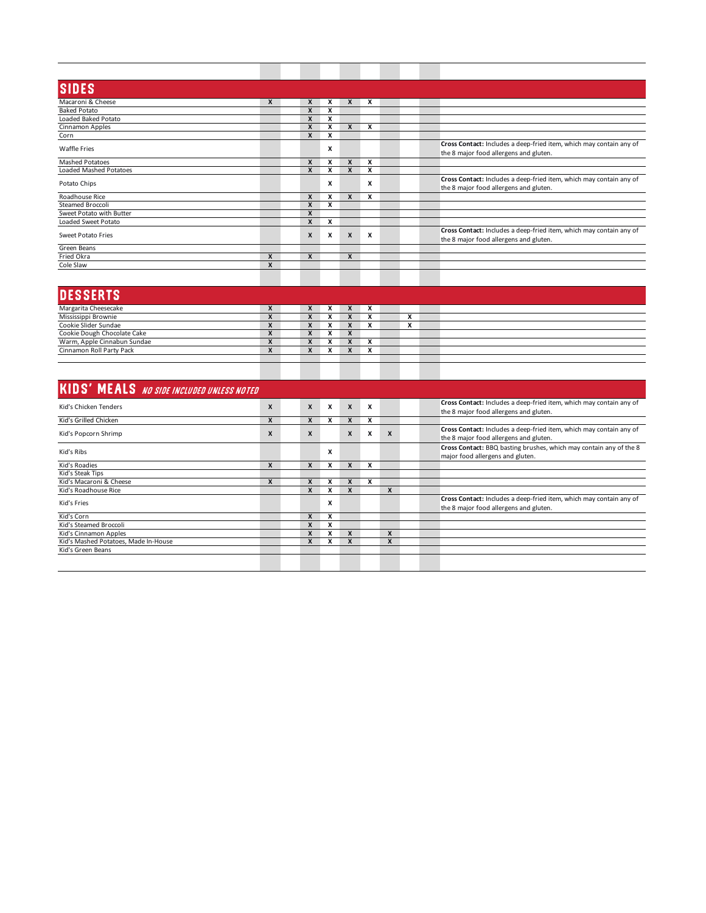## SIDES

| | | | | | | | | | | |
|---|---|---|---|---|---|---|---|---|---|---|
| Macaroni & Cheese | X | | X | X | X | X | | | | |
| Baked Potato | | | X | X | | | | | | |
| Loaded Baked Potato | | | X | X | | | | | | |
| Cinnamon Apples | | | X | X | X | X | | | | |
| Corn | | | X | X | | | | | | |
| Waffle Fries | | | | X | | | | | | **Cross Contact:** Includes a deep-fried item, which may contain any of the 8 major food allergens and gluten. |
| Mashed Potatoes | | | X | X | X | X | | | | |
| Loaded Mashed Potatoes | | | X | X | X | X | | | | |
| Potato Chips | | | | X | | X | | | | **Cross Contact:** Includes a deep-fried item, which may contain any of the 8 major food allergens and gluten. |
| Roadhouse Rice | | | X | X | X | X | | | | |
| Steamed Broccoli | | | X | X | | | | | | |
| Sweet Potato with Butter | | | X | | | | | | | |
| Loaded Sweet Potato | | | X | X | | | | | | |
| Sweet Potato Fries | | | X | X | X | X | | | | **Cross Contact:** Includes a deep-fried item, which may contain any of the 8 major food allergens and gluten. |
| Green Beans | | | | | | | | | | |
| Fried Okra | X | | X | | X | | | | | |
| Cole Slaw | X | | | | | | | | | |

## DESSERTS

| | | | | | | | | | | |
|---|---|---|---|---|---|---|---|---|---|---|
| Margarita Cheesecake | X | | X | X | X | X | | | | |
| Mississippi Brownie | X | | X | X | X | X | | X | | |
| Cookie Slider Sundae | X | | X | X | X | X | | X | | |
| Cookie Dough Chocolate Cake | X | | X | X | X | | | | | |
| Warm, Apple Cinnabun Sundae | X | | X | X | X | X | | | | |
| Cinnamon Roll Party Pack | X | | X | X | X | X | | | | |

## KIDS' MEALS *NO SIDE INCLUDED UNLESS NOTED*

| | | | | | | | | | | |
|---|---|---|---|---|---|---|---|---|---|---|
| Kid's Chicken Tenders | X | | X | X | X | X | | | | **Cross Contact:** Includes a deep-fried item, which may contain any of the 8 major food allergens and gluten. |
| Kid's Grilled Chicken | X | | X | X | X | X | | | | |
| Kid's Popcorn Shrimp | X | | X | | X | X | X | | | **Cross Contact:** Includes a deep-fried item, which may contain any of the 8 major food allergens and gluten. |
| Kid's Ribs | | | | X | | | | | | **Cross Contact:** BBQ basting brushes, which may contain any of the 8 major food allergens and gluten. |
| Kid's Roadies | X | | X | X | X | X | | | | |
| Kid's Steak Tips | | | | | | | | | | |
| Kid's Macaroni & Cheese | X | | X | X | X | X | | | | |
| Kid's Roadhouse Rice | | | X | X | X | | X | | | |
| Kid's Fries | | | | X | | | | | | **Cross Contact:** Includes a deep-fried item, which may contain any of the 8 major food allergens and gluten. |
| Kid's Corn | | | X | X | | | | | | |
| Kid's Steamed Broccoli | | | X | X | | | | | | |
| Kid's Cinnamon Apples | | | X | X | X | | X | | | |
| Kid's Mashed Potatoes, Made In-House | | | X | X | X | | X | | | |
| Kid's Green Beans | | | | | | | | | | |